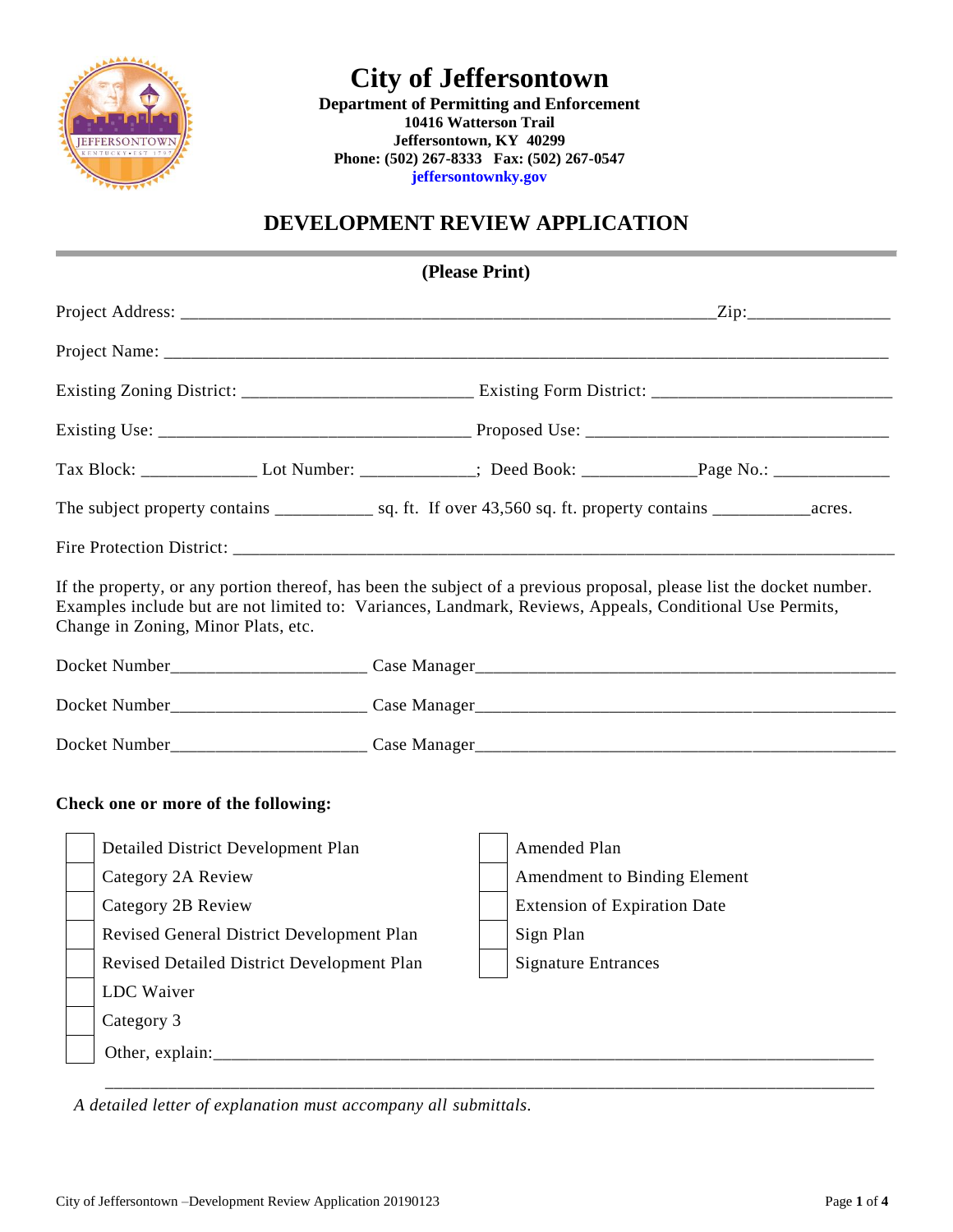# City of Jeffersontown

**Department of Permitting and Enforcement**
**10416 Watterson Trail**
**Jeffersontown, KY 40299**
**Phone: (502) 267-8333 Fax: (502) 267-0547**
**jeffersontownky.gov**

## DEVELOPMENT REVIEW APPLICATION

**(Please Print)**

Project Address: ______________________________________________________________Zip:_______________

Project Name: _____________________________________________________________________________

Existing Zoning District: _________________________ Existing Form District: __________________________

Existing Use: __________________________________ Proposed Use: _________________________________

Tax Block: _____________ Lot Number: _____________; Deed Book: _____________Page No.: _____________

The subject property contains ___________ sq. ft. If over 43,560 sq. ft. property contains ___________acres.

Fire Protection District: ______________________________________________________________________

If the property, or any portion thereof, has been the subject of a previous proposal, please list the docket number. Examples include but are not limited to: Variances, Landmark, Reviews, Appeals, Conditional Use Permits, Change in Zoning, Minor Plats, etc.

Docket Number_____________________ Case Manager_____________________________________________

Docket Number_____________________ Case Manager_____________________________________________

Docket Number_____________________ Case Manager_____________________________________________

**Check one or more of the following:**

- [ ] Detailed District Development Plan
- [ ] Category 2A Review
- [ ] Category 2B Review
- [ ] Revised General District Development Plan
- [ ] Revised Detailed District Development Plan
- [ ] LDC Waiver
- [ ] Category 3
- [ ] Amended Plan
- [ ] Amendment to Binding Element
- [ ] Extension of Expiration Date
- [ ] Sign Plan
- [ ] Signature Entrances
- [ ] Other, explain:_________________________________________________________________________

_____________________________________________________________________________________________

*A detailed letter of explanation must accompany all submittals.*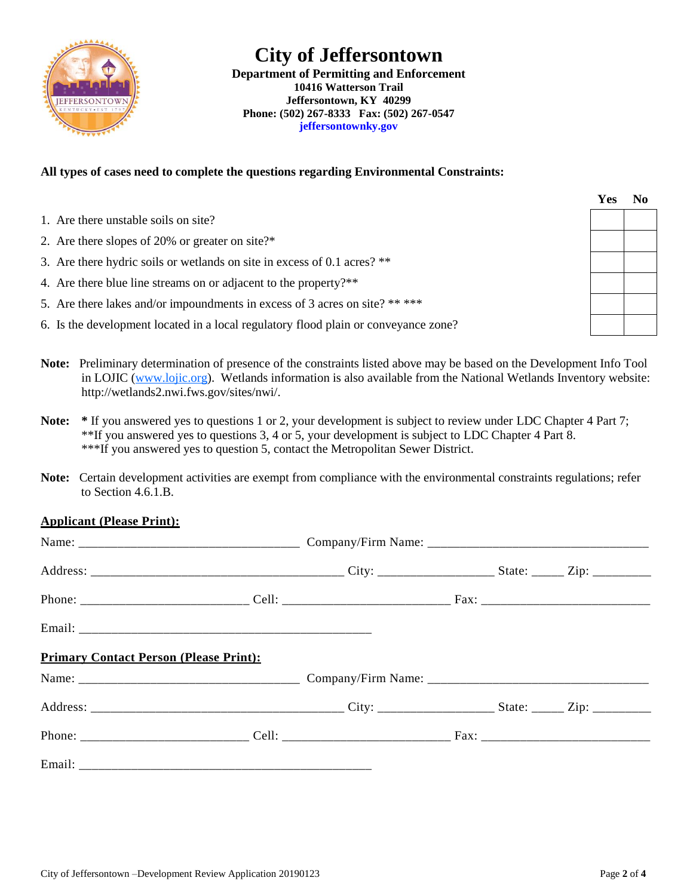# City of Jeffersontown

**Department of Permitting and Enforcement**
**10416 Watterson Trail**
**Jeffersontown, KY 40299**
**Phone: (502) 267-8333 Fax: (502) 267-0547**
**jeffersontownky.gov**

**All types of cases need to complete the questions regarding Environmental Constraints:**

| | Yes | No |
|---|---|---|
| 1. Are there unstable soils on site? | | |
| 2. Are there slopes of 20% or greater on site?* | | |
| 3. Are there hydric soils or wetlands on site in excess of 0.1 acres? ** | | |
| 4. Are there blue line streams on or adjacent to the property?** | | |
| 5. Are there lakes and/or impoundments in excess of 3 acres on site? ** *** | | |
| 6. Is the development located in a local regulatory flood plain or conveyance zone? | | |

**Note:** Preliminary determination of presence of the constraints listed above may be based on the Development Info Tool in LOJIC (www.lojic.org). Wetlands information is also available from the National Wetlands Inventory website: http://wetlands2.nwi.fws.gov/sites/nwi/.

**Note:** * If you answered yes to questions 1 or 2, your development is subject to review under LDC Chapter 4 Part 7;
**If you answered yes to questions 3, 4 or 5, your development is subject to LDC Chapter 4 Part 8.
***If you answered yes to question 5, contact the Metropolitan Sewer District.

**Note:** Certain development activities are exempt from compliance with the environmental constraints regulations; refer to Section 4.6.1.B.

**Applicant (Please Print):**

Name: ______________________ Company/Firm Name: ______________________

Address: ______________________ City: ____________ State: _____ Zip: _________

Phone: ________________ Cell: ________________ Fax: ________________

Email: ______________________

**Primary Contact Person (Please Print):**

Name: ______________________ Company/Firm Name: ______________________

Address: ______________________ City: ____________ State: _____ Zip: _________

Phone: ________________ Cell: ________________ Fax: ________________

Email: ______________________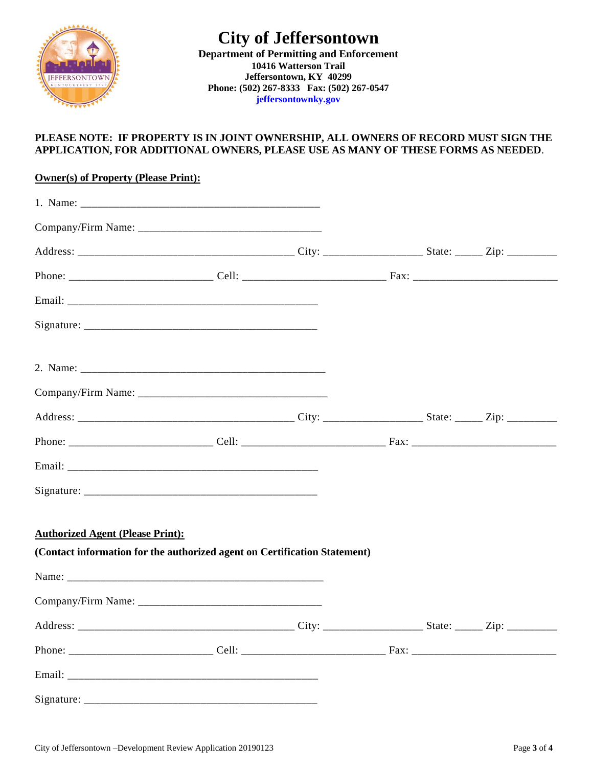# City of Jeffersontown

**Department of Permitting and Enforcement**
**10416 Watterson Trail**
**Jeffersontown, KY 40299**
**Phone: (502) 267-8333 Fax: (502) 267-0547**
**jeffersontownky.gov**

**PLEASE NOTE: IF PROPERTY IS IN JOINT OWNERSHIP, ALL OWNERS OF RECORD MUST SIGN THE APPLICATION, FOR ADDITIONAL OWNERS, PLEASE USE AS MANY OF THESE FORMS AS NEEDED.**

**Owner(s) of Property (Please Print):**

1. Name: ____________________________________________

Company/Firm Name: _________________________________

Address: ________________________________________ City: __________________ State: _____ Zip: _________

Phone: __________________________ Cell: __________________________ Fax: __________________________

Email: ______________________________________________

Signature: ___________________________________________

2. Name: ____________________________________________

Company/Firm Name: _________________________________

Address: ________________________________________ City: __________________ State: _____ Zip: _________

Phone: __________________________ Cell: __________________________ Fax: __________________________

Email: ______________________________________________

Signature: ___________________________________________

**Authorized Agent (Please Print):**

**(Contact information for the authorized agent on Certification Statement)**

Name: ______________________________________________

Company/Firm Name: _________________________________

Address: ________________________________________ City: __________________ State: _____ Zip: _________

Phone: __________________________ Cell: __________________________ Fax: __________________________

Email: ______________________________________________

Signature: ___________________________________________

City of Jeffersontown –Development Review Application 20190123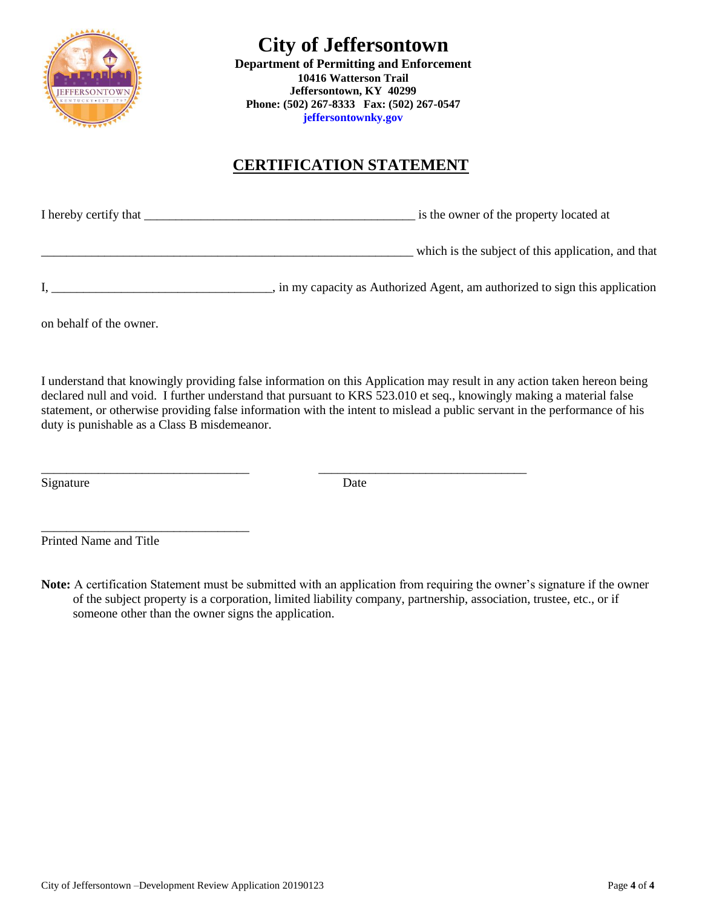# City of Jeffersontown

**Department of Permitting and Enforcement**
**10416 Watterson Trail**
**Jeffersontown, KY 40299**
**Phone: (502) 267-8333 Fax: (502) 267-0547**
**jeffersontownky.gov**

## CERTIFICATION STATEMENT

I hereby certify that ___________________________________________ is the owner of the property located at

____________________________________________________________ which is the subject of this application, and that

I, ___________________________________, in my capacity as Authorized Agent, am authorized to sign this application

on behalf of the owner.

I understand that knowingly providing false information on this Application may result in any action taken hereon being declared null and void. I further understand that pursuant to KRS 523.010 et seq., knowingly making a material false statement, or otherwise providing false information with the intent to mislead a public servant in the performance of his duty is punishable as a Class B misdemeanor.

_________________________________ _________________________________
Signature Date

_________________________________
Printed Name and Title

**Note:** A certification Statement must be submitted with an application from requiring the owner's signature if the owner of the subject property is a corporation, limited liability company, partnership, association, trustee, etc., or if someone other than the owner signs the application.

City of Jeffersontown –Development Review Application 20190123